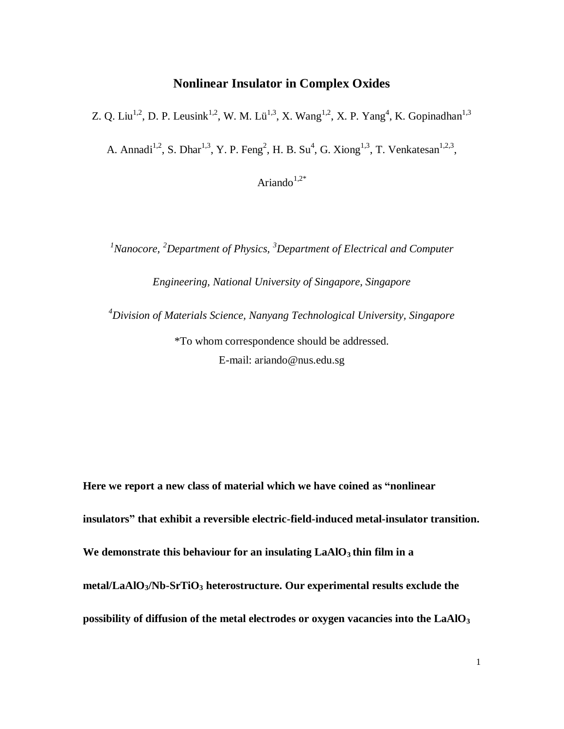# Nonlinear Insulator in Complex Oxides

Z. Q. Liu[1,2], D. P. Leusink[1,2], W. M. Lü[1,3], X. Wang[1,2], X. P. Yang[4], K. Gopinadhan[1,3]

A. Annadi[1,2], S. Dhar[1,3], Y. P. Feng[2], H. B. Su[4], G. Xiong[1,3], T. Venkatesan[1,2,3],

Ariando[1,2*]

*[1]Nanocore, [2]Department of Physics, [3]Department of Electrical and Computer Engineering, National University of Singapore, Singapore*

*[4]Division of Materials Science, Nanyang Technological University, Singapore*

*To whom correspondence should be addressed.
E-mail: ariando@nus.edu.sg

**Here we report a new class of material which we have coined as "nonlinear insulators" that exhibit a reversible electric-field-induced metal-insulator transition. We demonstrate this behaviour for an insulating $LaAlO_3$ thin film in a metal/$LaAlO_3$/Nb-$SrTiO_3$ heterostructure. Our experimental results exclude the possibility of diffusion of the metal electrodes or oxygen vacancies into the $LaAlO_3$**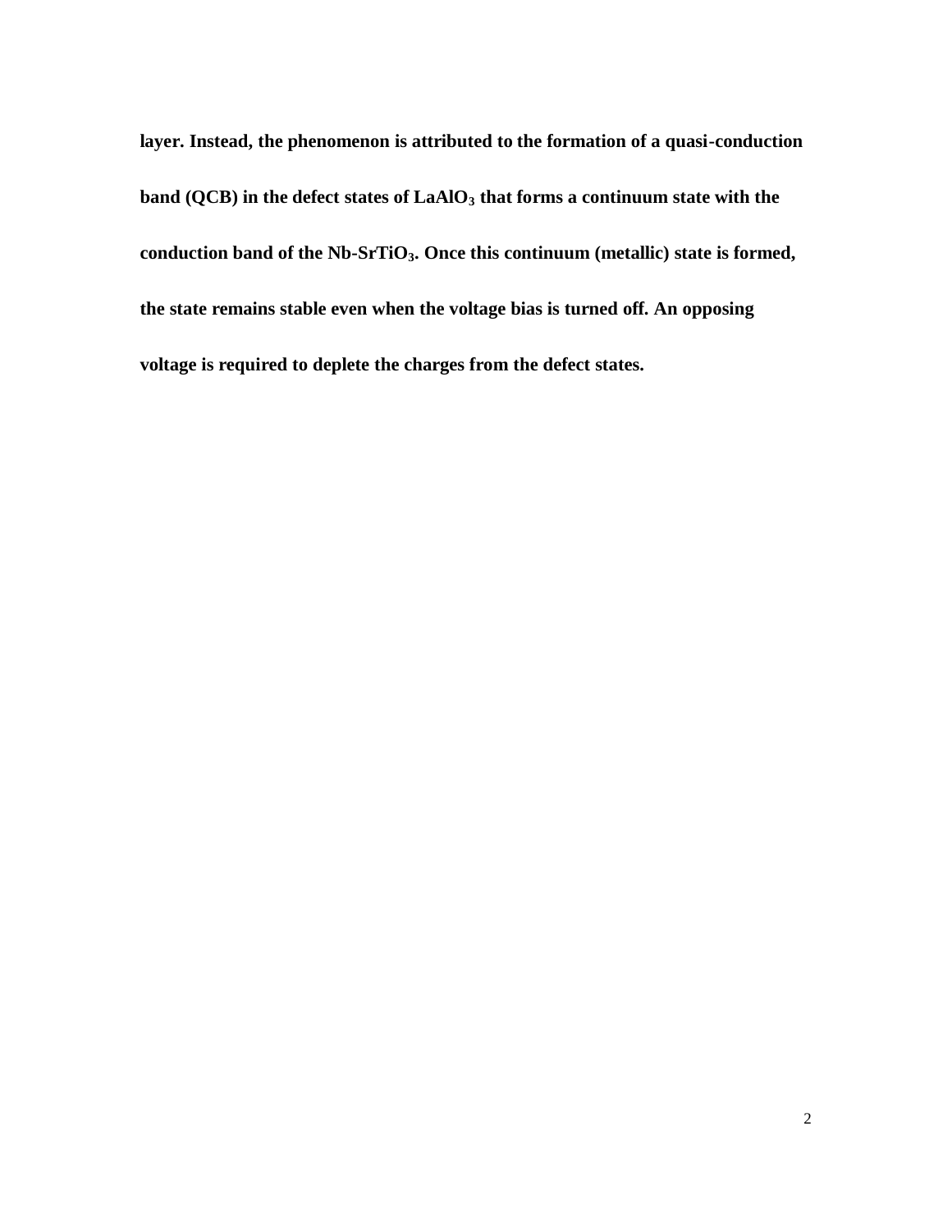**layer. Instead, the phenomenon is attributed to the formation of a quasi-conduction band (QCB) in the defect states of $LaAlO_3$ that forms a continuum state with the conduction band of the Nb-$SrTiO_3$. Once this continuum (metallic) state is formed, the state remains stable even when the voltage bias is turned off. An opposing voltage is required to deplete the charges from the defect states.**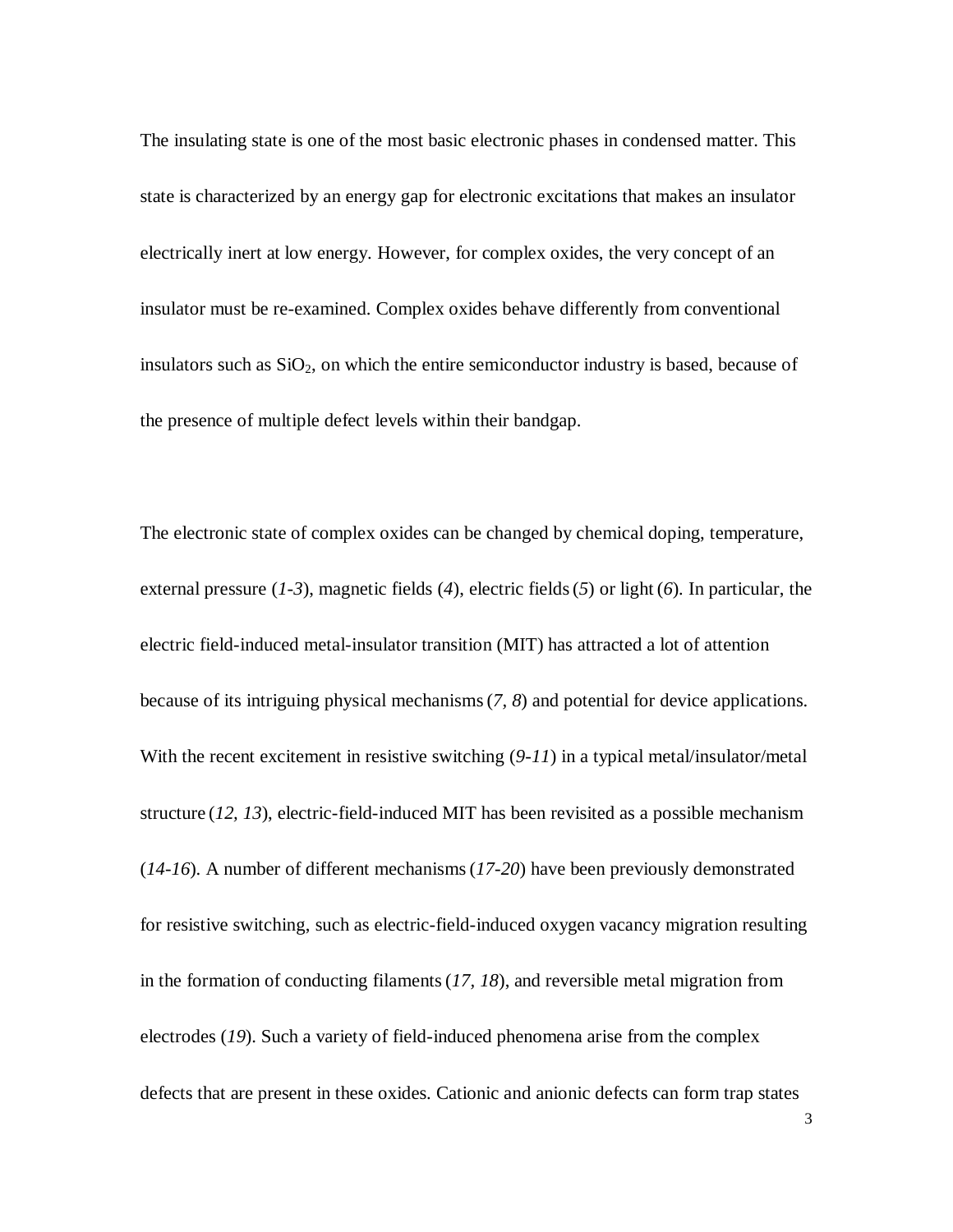The insulating state is one of the most basic electronic phases in condensed matter. This state is characterized by an energy gap for electronic excitations that makes an insulator electrically inert at low energy. However, for complex oxides, the very concept of an insulator must be re-examined. Complex oxides behave differently from conventional insulators such as $SiO_2$, on which the entire semiconductor industry is based, because of the presence of multiple defect levels within their bandgap.

The electronic state of complex oxides can be changed by chemical doping, temperature, external pressure (*1-3*), magnetic fields (*4*), electric fields (*5*) or light (*6*). In particular, the electric field-induced metal-insulator transition (MIT) has attracted a lot of attention because of its intriguing physical mechanisms (*7, 8*) and potential for device applications. With the recent excitement in resistive switching (*9-11*) in a typical metal/insulator/metal structure (*12, 13*), electric-field-induced MIT has been revisited as a possible mechanism (*14-16*). A number of different mechanisms (*17-20*) have been previously demonstrated for resistive switching, such as electric-field-induced oxygen vacancy migration resulting in the formation of conducting filaments (*17, 18*), and reversible metal migration from electrodes (*19*). Such a variety of field-induced phenomena arise from the complex defects that are present in these oxides. Cationic and anionic defects can form trap states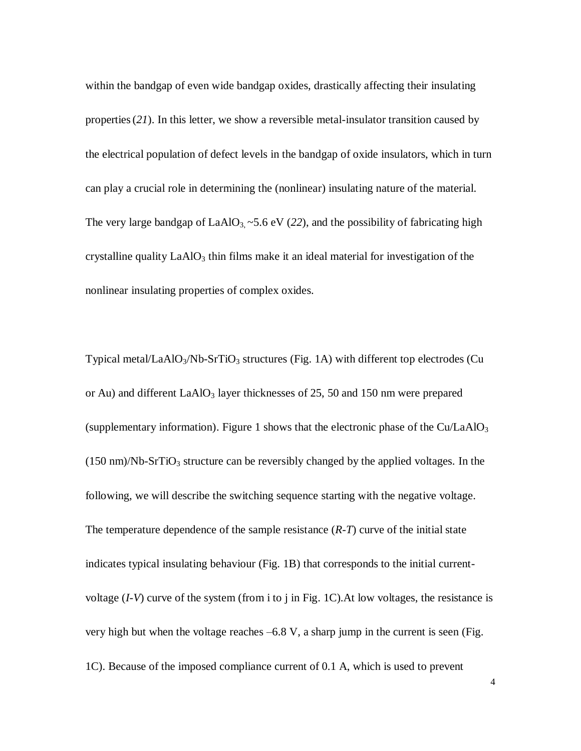within the bandgap of even wide bandgap oxides, drastically affecting their insulating properties (*21*). In this letter, we show a reversible metal-insulator transition caused by the electrical population of defect levels in the bandgap of oxide insulators, which in turn can play a crucial role in determining the (nonlinear) insulating nature of the material. The very large bandgap of $LaAlO_3$, ~5.6 eV (*22*), and the possibility of fabricating high crystalline quality $LaAlO_3$ thin films make it an ideal material for investigation of the nonlinear insulating properties of complex oxides.

Typical metal/$LaAlO_3$/Nb-$SrTiO_3$ structures (Fig. 1A) with different top electrodes (Cu or Au) and different $LaAlO_3$ layer thicknesses of 25, 50 and 150 nm were prepared (supplementary information). Figure 1 shows that the electronic phase of the Cu/$LaAlO_3$ (150 nm)/Nb-$SrTiO_3$ structure can be reversibly changed by the applied voltages. In the following, we will describe the switching sequence starting with the negative voltage. The temperature dependence of the sample resistance (*R-T*) curve of the initial state indicates typical insulating behaviour (Fig. 1B) that corresponds to the initial current-voltage (*I-V*) curve of the system (from i to j in Fig. 1C).At low voltages, the resistance is very high but when the voltage reaches –6.8 V, a sharp jump in the current is seen (Fig. 1C). Because of the imposed compliance current of 0.1 A, which is used to prevent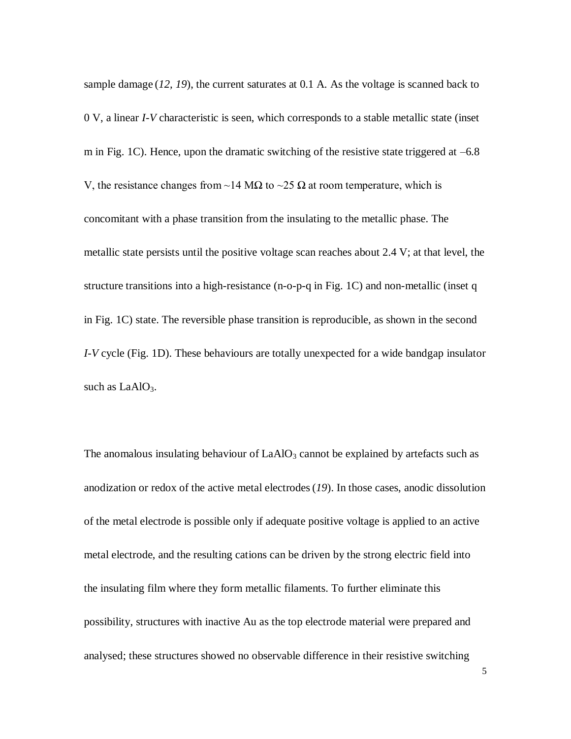sample damage (*12, 19*), the current saturates at 0.1 A. As the voltage is scanned back to 0 V, a linear *I-V* characteristic is seen, which corresponds to a stable metallic state (inset m in Fig. 1C). Hence, upon the dramatic switching of the resistive state triggered at –6.8 V, the resistance changes from ~14 MΩ to ~25 Ω at room temperature, which is concomitant with a phase transition from the insulating to the metallic phase. The metallic state persists until the positive voltage scan reaches about 2.4 V; at that level, the structure transitions into a high-resistance (n-o-p-q in Fig. 1C) and non-metallic (inset q in Fig. 1C) state. The reversible phase transition is reproducible, as shown in the second *I-V* cycle (Fig. 1D). These behaviours are totally unexpected for a wide bandgap insulator such as $LaAlO_3$.

The anomalous insulating behaviour of $LaAlO_3$ cannot be explained by artefacts such as anodization or redox of the active metal electrodes (*19*). In those cases, anodic dissolution of the metal electrode is possible only if adequate positive voltage is applied to an active metal electrode, and the resulting cations can be driven by the strong electric field into the insulating film where they form metallic filaments. To further eliminate this possibility, structures with inactive Au as the top electrode material were prepared and analysed; these structures showed no observable difference in their resistive switching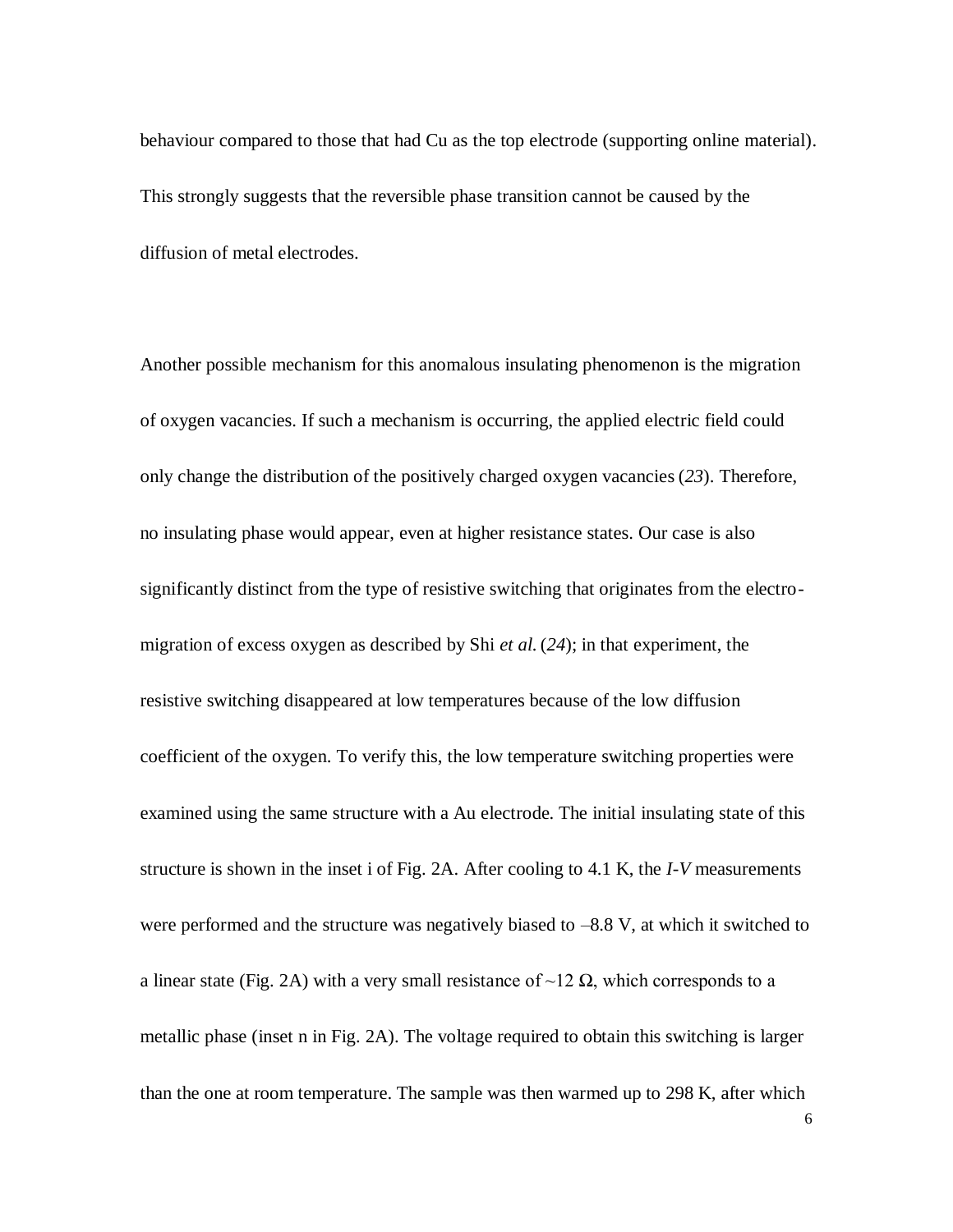behaviour compared to those that had Cu as the top electrode (supporting online material). This strongly suggests that the reversible phase transition cannot be caused by the diffusion of metal electrodes.

Another possible mechanism for this anomalous insulating phenomenon is the migration of oxygen vacancies. If such a mechanism is occurring, the applied electric field could only change the distribution of the positively charged oxygen vacancies (*23*). Therefore, no insulating phase would appear, even at higher resistance states. Our case is also significantly distinct from the type of resistive switching that originates from the electro-migration of excess oxygen as described by Shi *et al.* (*24*); in that experiment, the resistive switching disappeared at low temperatures because of the low diffusion coefficient of the oxygen. To verify this, the low temperature switching properties were examined using the same structure with a Au electrode. The initial insulating state of this structure is shown in the inset i of Fig. 2A. After cooling to 4.1 K, the *I*-*V* measurements were performed and the structure was negatively biased to –8.8 V, at which it switched to a linear state (Fig. 2A) with a very small resistance of ~12 Ω, which corresponds to a metallic phase (inset n in Fig. 2A). The voltage required to obtain this switching is larger than the one at room temperature. The sample was then warmed up to 298 K, after which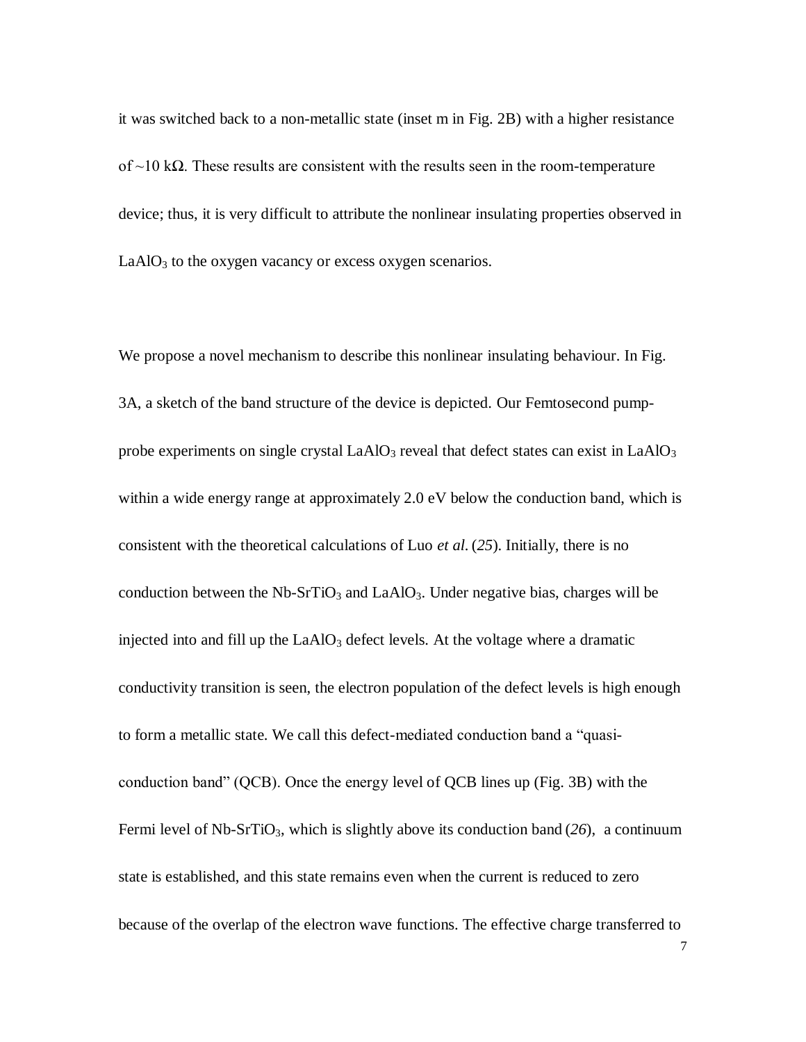it was switched back to a non-metallic state (inset m in Fig. 2B) with a higher resistance of ~10 kΩ. These results are consistent with the results seen in the room-temperature device; thus, it is very difficult to attribute the nonlinear insulating properties observed in $LaAlO_3$ to the oxygen vacancy or excess oxygen scenarios.

We propose a novel mechanism to describe this nonlinear insulating behaviour. In Fig. 3A, a sketch of the band structure of the device is depicted. Our Femtosecond pump-probe experiments on single crystal $LaAlO_3$ reveal that defect states can exist in $LaAlO_3$ within a wide energy range at approximately 2.0 eV below the conduction band, which is consistent with the theoretical calculations of Luo *et al.* (*25*). Initially, there is no conduction between the Nb-$SrTiO_3$ and $LaAlO_3$. Under negative bias, charges will be injected into and fill up the $LaAlO_3$ defect levels. At the voltage where a dramatic conductivity transition is seen, the electron population of the defect levels is high enough to form a metallic state. We call this defect-mediated conduction band a "quasi-conduction band" (QCB). Once the energy level of QCB lines up (Fig. 3B) with the Fermi level of Nb-$SrTiO_3$, which is slightly above its conduction band (*26*), a continuum state is established, and this state remains even when the current is reduced to zero because of the overlap of the electron wave functions. The effective charge transferred to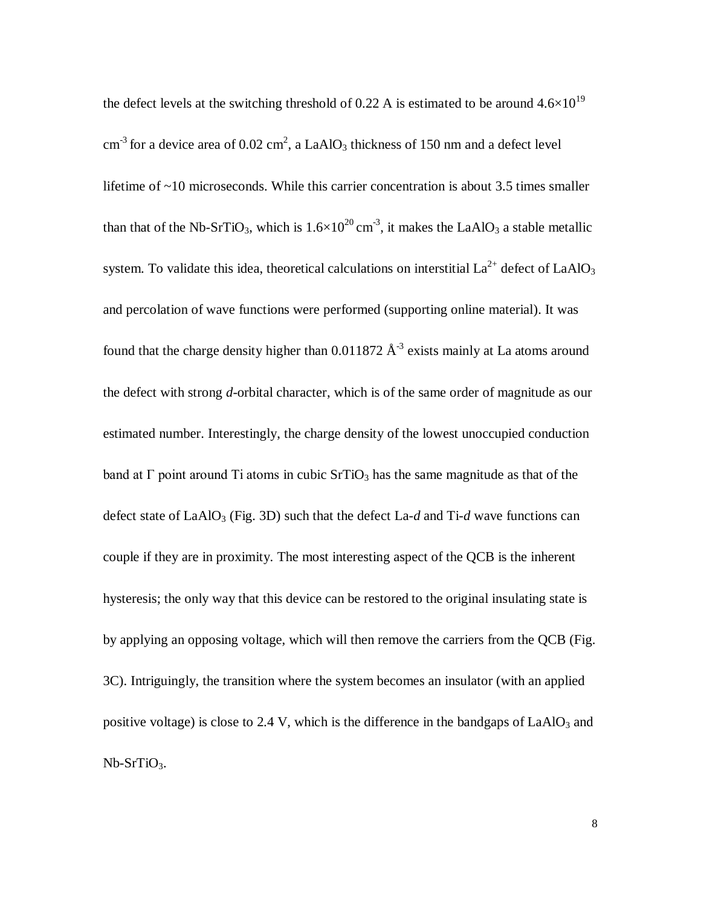the defect levels at the switching threshold of 0.22 A is estimated to be around $4.6\times10^{19}$ $cm^{-3}$ for a device area of 0.02 $cm^2$, a $LaAlO_3$ thickness of 150 nm and a defect level lifetime of ~10 microseconds. While this carrier concentration is about 3.5 times smaller than that of the Nb-$SrTiO_3$, which is $1.6\times10^{20}$ $cm^{-3}$, it makes the $LaAlO_3$ a stable metallic system. To validate this idea, theoretical calculations on interstitial $La^{2+}$ defect of $LaAlO_3$ and percolation of wave functions were performed (supporting online material). It was found that the charge density higher than 0.011872 Å$^{-3}$ exists mainly at La atoms around the defect with strong *d*-orbital character, which is of the same order of magnitude as our estimated number. Interestingly, the charge density of the lowest unoccupied conduction band at Γ point around Ti atoms in cubic $SrTiO_3$ has the same magnitude as that of the defect state of $LaAlO_3$ (Fig. 3D) such that the defect La-*d* and Ti-*d* wave functions can couple if they are in proximity. The most interesting aspect of the QCB is the inherent hysteresis; the only way that this device can be restored to the original insulating state is by applying an opposing voltage, which will then remove the carriers from the QCB (Fig. 3C). Intriguingly, the transition where the system becomes an insulator (with an applied positive voltage) is close to 2.4 V, which is the difference in the bandgaps of $LaAlO_3$ and Nb-$SrTiO_3$.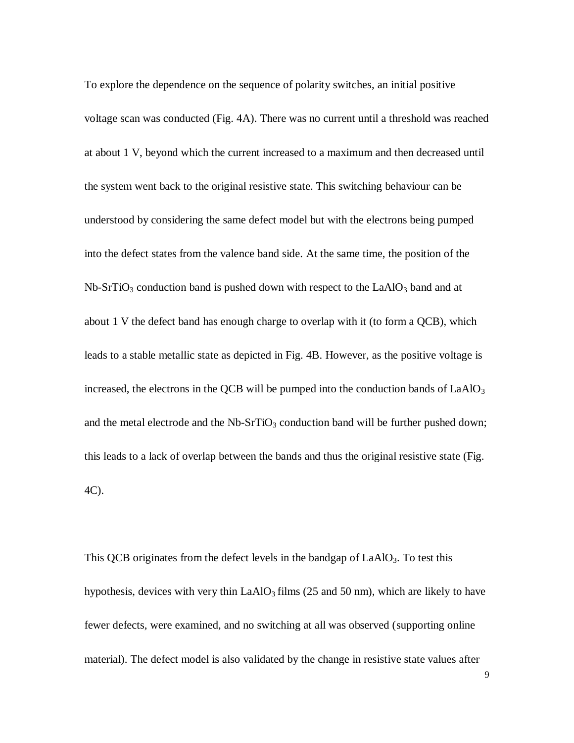To explore the dependence on the sequence of polarity switches, an initial positive voltage scan was conducted (Fig. 4A). There was no current until a threshold was reached at about 1 V, beyond which the current increased to a maximum and then decreased until the system went back to the original resistive state. This switching behaviour can be understood by considering the same defect model but with the electrons being pumped into the defect states from the valence band side. At the same time, the position of the Nb-$SrTiO_3$ conduction band is pushed down with respect to the $LaAlO_3$ band and at about 1 V the defect band has enough charge to overlap with it (to form a QCB), which leads to a stable metallic state as depicted in Fig. 4B. However, as the positive voltage is increased, the electrons in the QCB will be pumped into the conduction bands of $LaAlO_3$ and the metal electrode and the Nb-$SrTiO_3$ conduction band will be further pushed down; this leads to a lack of overlap between the bands and thus the original resistive state (Fig. 4C).

This QCB originates from the defect levels in the bandgap of $LaAlO_3$. To test this hypothesis, devices with very thin $LaAlO_3$ films (25 and 50 nm), which are likely to have fewer defects, were examined, and no switching at all was observed (supporting online material). The defect model is also validated by the change in resistive state values after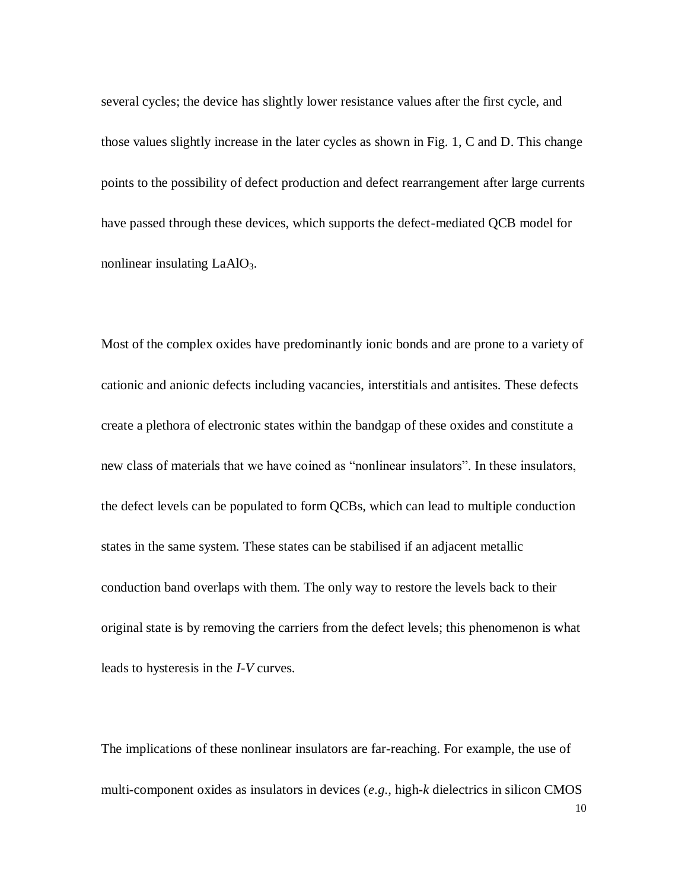several cycles; the device has slightly lower resistance values after the first cycle, and those values slightly increase in the later cycles as shown in Fig. 1, C and D. This change points to the possibility of defect production and defect rearrangement after large currents have passed through these devices, which supports the defect-mediated QCB model for nonlinear insulating $LaAlO_3$.

Most of the complex oxides have predominantly ionic bonds and are prone to a variety of cationic and anionic defects including vacancies, interstitials and antisites. These defects create a plethora of electronic states within the bandgap of these oxides and constitute a new class of materials that we have coined as "nonlinear insulators". In these insulators, the defect levels can be populated to form QCBs, which can lead to multiple conduction states in the same system. These states can be stabilised if an adjacent metallic conduction band overlaps with them. The only way to restore the levels back to their original state is by removing the carriers from the defect levels; this phenomenon is what leads to hysteresis in the *I-V* curves.

The implications of these nonlinear insulators are far-reaching. For example, the use of multi-component oxides as insulators in devices (*e.g.*, high-*k* dielectrics in silicon CMOS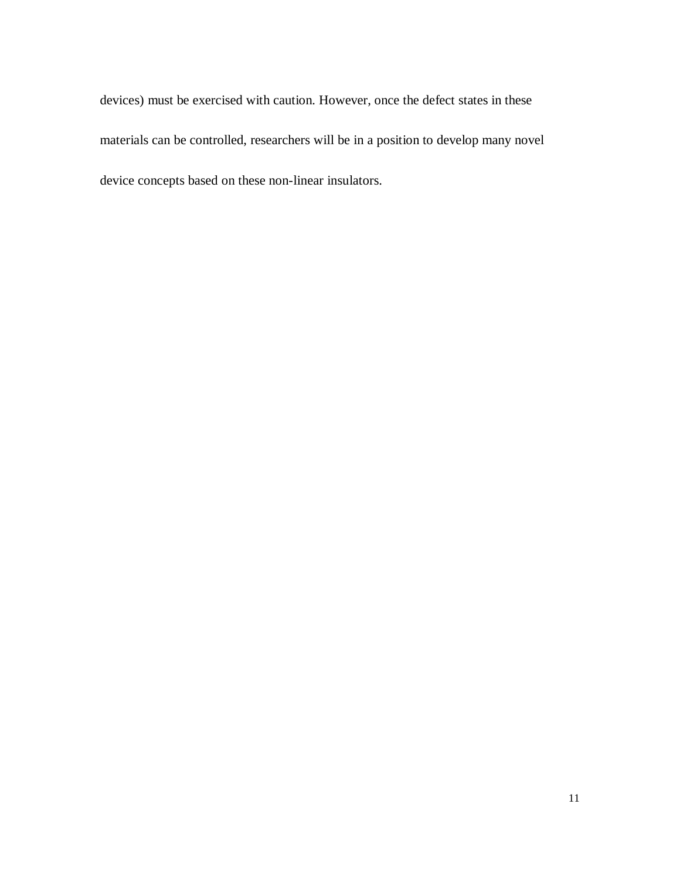devices) must be exercised with caution. However, once the defect states in these materials can be controlled, researchers will be in a position to develop many novel device concepts based on these non-linear insulators.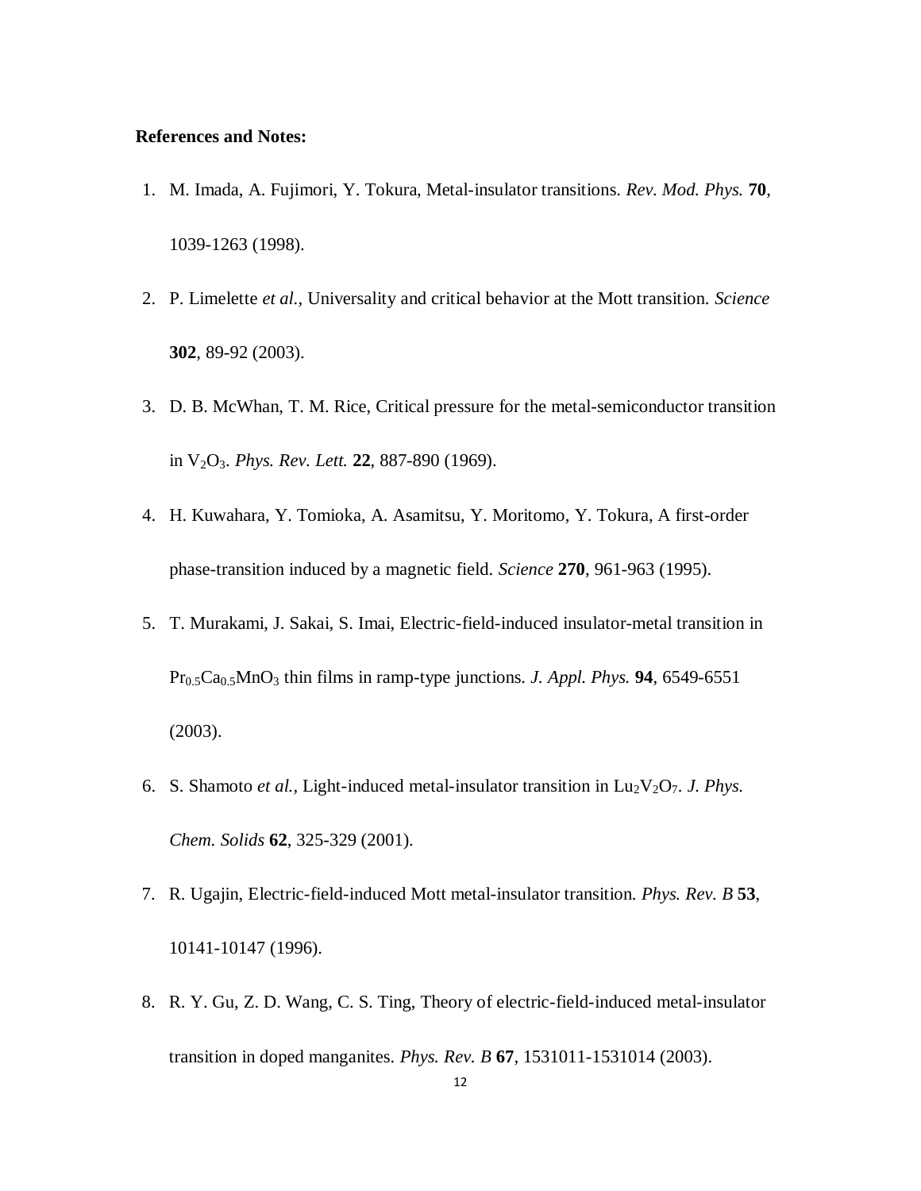**References and Notes:**

1. M. Imada, A. Fujimori, Y. Tokura, Metal-insulator transitions. *Rev. Mod. Phys.* **70**, 1039-1263 (1998).
2. P. Limelette *et al.*, Universality and critical behavior at the Mott transition. *Science* **302**, 89-92 (2003).
3. D. B. McWhan, T. M. Rice, Critical pressure for the metal-semiconductor transition in $V_2O_3$. *Phys. Rev. Lett.* **22**, 887-890 (1969).
4. H. Kuwahara, Y. Tomioka, A. Asamitsu, Y. Moritomo, Y. Tokura, A first-order phase-transition induced by a magnetic field. *Science* **270**, 961-963 (1995).
5. T. Murakami, J. Sakai, S. Imai, Electric-field-induced insulator-metal transition in $Pr_{0.5}Ca_{0.5}MnO_3$ thin films in ramp-type junctions. *J. Appl. Phys.* **94**, 6549-6551 (2003).
6. S. Shamoto *et al.*, Light-induced metal-insulator transition in $Lu_2V_2O_7$. *J. Phys. Chem. Solids* **62**, 325-329 (2001).
7. R. Ugajin, Electric-field-induced Mott metal-insulator transition. *Phys. Rev. B* **53**, 10141-10147 (1996).
8. R. Y. Gu, Z. D. Wang, C. S. Ting, Theory of electric-field-induced metal-insulator transition in doped manganites. *Phys. Rev. B* **67**, 1531011-1531014 (2003).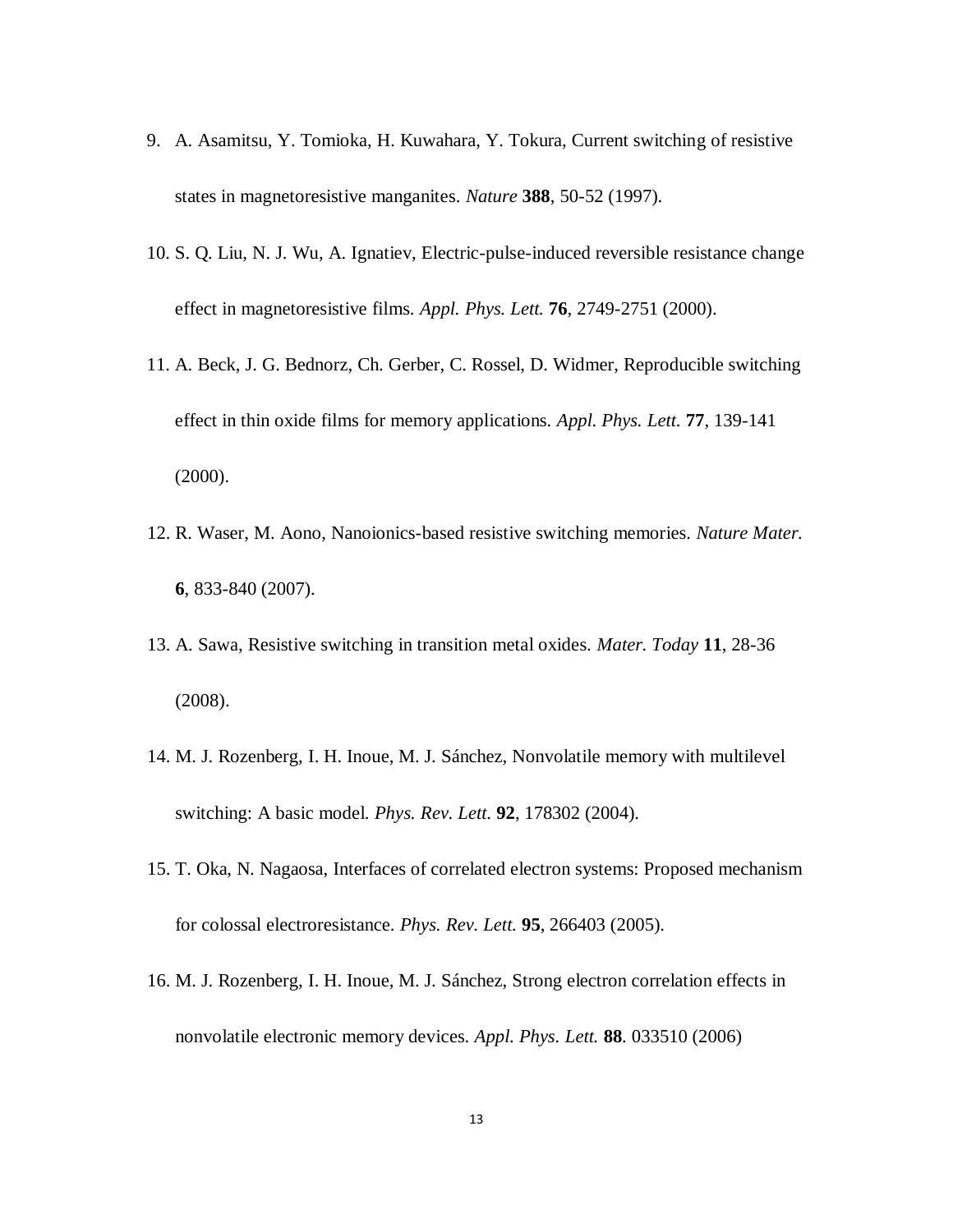9. A. Asamitsu, Y. Tomioka, H. Kuwahara, Y. Tokura, Current switching of resistive states in magnetoresistive manganites. *Nature* **388**, 50-52 (1997).
10. S. Q. Liu, N. J. Wu, A. Ignatiev, Electric-pulse-induced reversible resistance change effect in magnetoresistive films. *Appl. Phys. Lett.* **76**, 2749-2751 (2000).
11. A. Beck, J. G. Bednorz, Ch. Gerber, C. Rossel, D. Widmer, Reproducible switching effect in thin oxide films for memory applications. *Appl. Phys. Lett.* **77**, 139-141 (2000).
12. R. Waser, M. Aono, Nanoionics-based resistive switching memories. *Nature Mater.* **6**, 833-840 (2007).
13. A. Sawa, Resistive switching in transition metal oxides. *Mater. Today* **11**, 28-36 (2008).
14. M. J. Rozenberg, I. H. Inoue, M. J. Sánchez, Nonvolatile memory with multilevel switching: A basic model. *Phys. Rev. Lett.* **92**, 178302 (2004).
15. T. Oka, N. Nagaosa, Interfaces of correlated electron systems: Proposed mechanism for colossal electroresistance. *Phys. Rev. Lett.* **95**, 266403 (2005).
16. M. J. Rozenberg, I. H. Inoue, M. J. Sánchez, Strong electron correlation effects in nonvolatile electronic memory devices. *Appl. Phys. Lett.* **88**. 033510 (2006)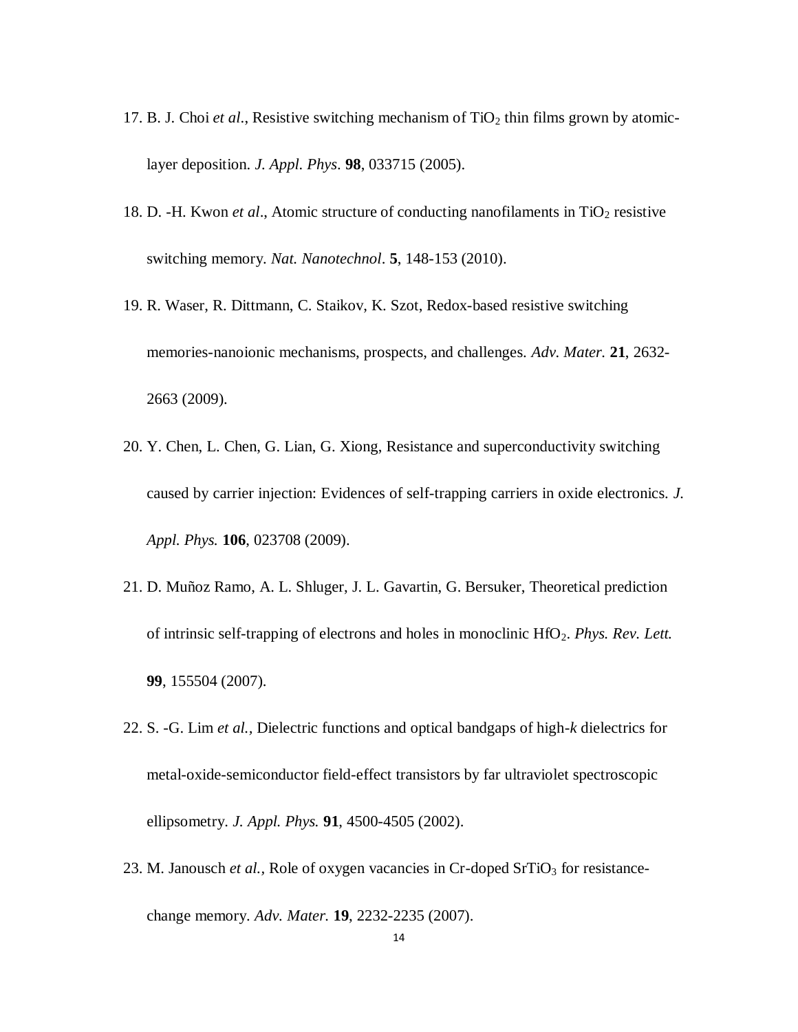17. B. J. Choi *et al*., Resistive switching mechanism of $TiO_2$ thin films grown by atomic-layer deposition. *J. Appl. Phys*. **98**, 033715 (2005).

18. D. -H. Kwon *et al*., Atomic structure of conducting nanofilaments in $TiO_2$ resistive switching memory. *Nat. Nanotechnol*. **5**, 148-153 (2010).

19. R. Waser, R. Dittmann, C. Staikov, K. Szot, Redox-based resistive switching memories-nanoionic mechanisms, prospects, and challenges. *Adv. Mater.* **21**, 2632-2663 (2009).

20. Y. Chen, L. Chen, G. Lian, G. Xiong, Resistance and superconductivity switching caused by carrier injection: Evidences of self-trapping carriers in oxide electronics. *J. Appl. Phys.* **106**, 023708 (2009).

21. D. Muñoz Ramo, A. L. Shluger, J. L. Gavartin, G. Bersuker, Theoretical prediction of intrinsic self-trapping of electrons and holes in monoclinic $HfO_2$. *Phys. Rev. Lett.* **99**, 155504 (2007).

22. S. -G. Lim *et al.*, Dielectric functions and optical bandgaps of high-*k* dielectrics for metal-oxide-semiconductor field-effect transistors by far ultraviolet spectroscopic ellipsometry. *J. Appl. Phys.* **91**, 4500-4505 (2002).

23. M. Janousch *et al.*, Role of oxygen vacancies in Cr-doped $SrTiO_3$ for resistance-change memory. *Adv. Mater.* **19**, 2232-2235 (2007).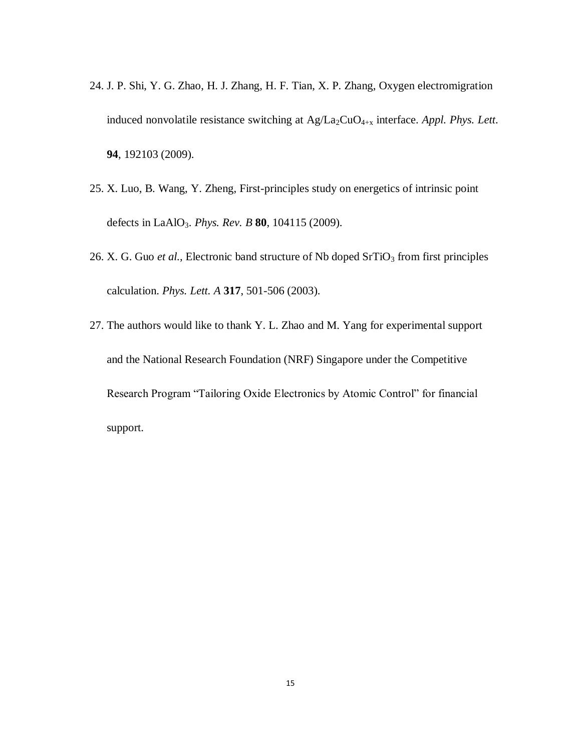24. J. P. Shi, Y. G. Zhao, H. J. Zhang, H. F. Tian, X. P. Zhang, Oxygen electromigration induced nonvolatile resistance switching at $Ag/La_2CuO_{4+x}$ interface. *Appl. Phys. Lett.* **94**, 192103 (2009).

25. X. Luo, B. Wang, Y. Zheng, First-principles study on energetics of intrinsic point defects in $LaAlO_3$. *Phys. Rev. B* **80**, 104115 (2009).

26. X. G. Guo *et al.*, Electronic band structure of Nb doped $SrTiO_3$ from first principles calculation. *Phys. Lett. A* **317**, 501-506 (2003).

27. The authors would like to thank Y. L. Zhao and M. Yang for experimental support and the National Research Foundation (NRF) Singapore under the Competitive Research Program "Tailoring Oxide Electronics by Atomic Control" for financial support.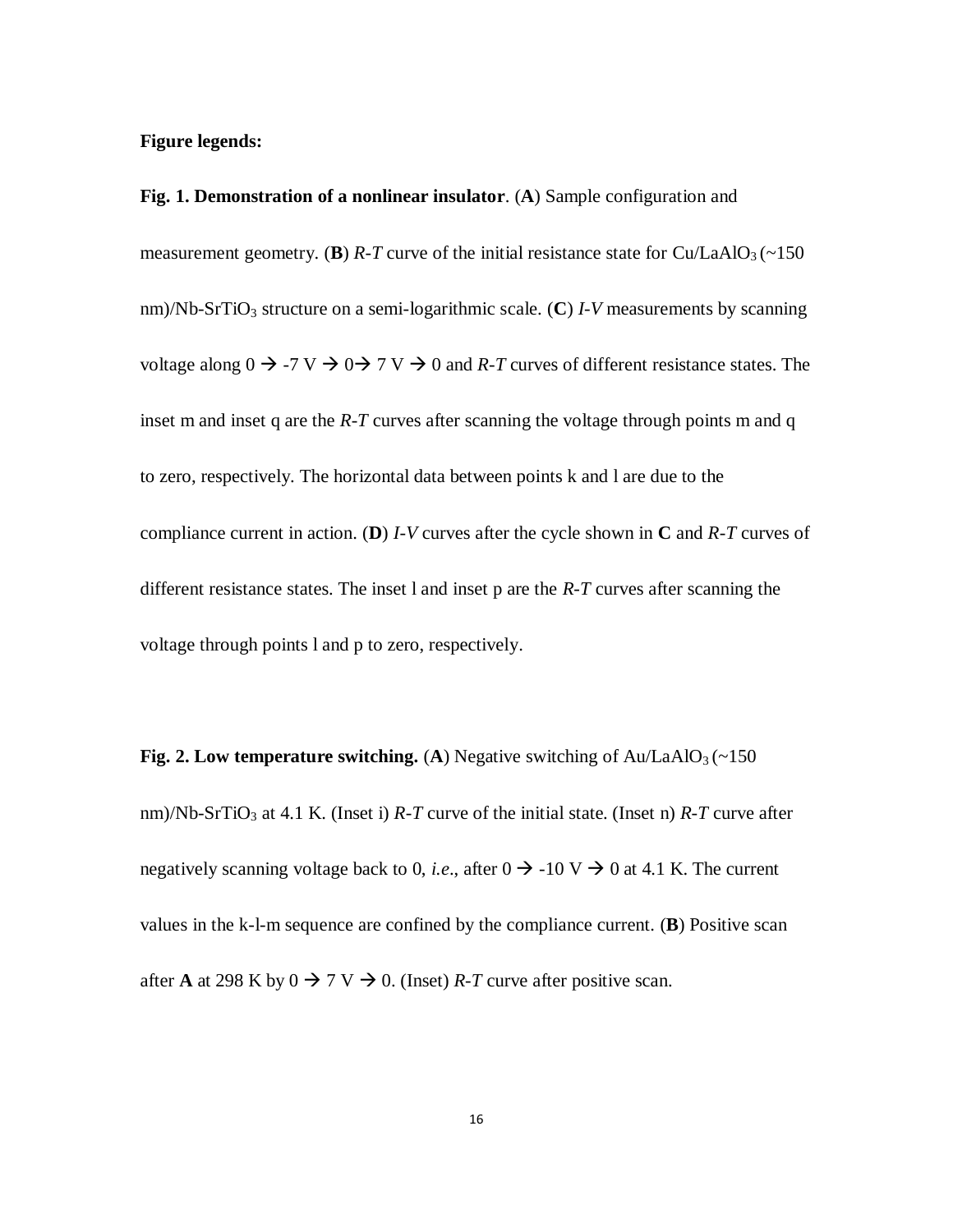**Figure legends:**

**Fig. 1. Demonstration of a nonlinear insulator**. (**A**) Sample configuration and measurement geometry. (**B**) *R-T* curve of the initial resistance state for Cu/$LaAlO_3$ (~150 nm)/Nb-$SrTiO_3$ structure on a semi-logarithmic scale. (**C**) *I-V* measurements by scanning voltage along 0 → -7 V → 0→ 7 V → 0 and *R-T* curves of different resistance states. The inset m and inset q are the *R-T* curves after scanning the voltage through points m and q to zero, respectively. The horizontal data between points k and l are due to the compliance current in action. (**D**) *I-V* curves after the cycle shown in **C** and *R-T* curves of different resistance states. The inset l and inset p are the *R-T* curves after scanning the voltage through points l and p to zero, respectively.

**Fig. 2. Low temperature switching.** (**A**) Negative switching of Au/$LaAlO_3$ (~150 nm)/Nb-$SrTiO_3$ at 4.1 K. (Inset i) *R-T* curve of the initial state. (Inset n) *R-T* curve after negatively scanning voltage back to 0, *i.e*., after 0 → -10 V → 0 at 4.1 K. The current values in the k-l-m sequence are confined by the compliance current. (**B**) Positive scan after **A** at 298 K by 0 → 7 V → 0. (Inset) *R-T* curve after positive scan.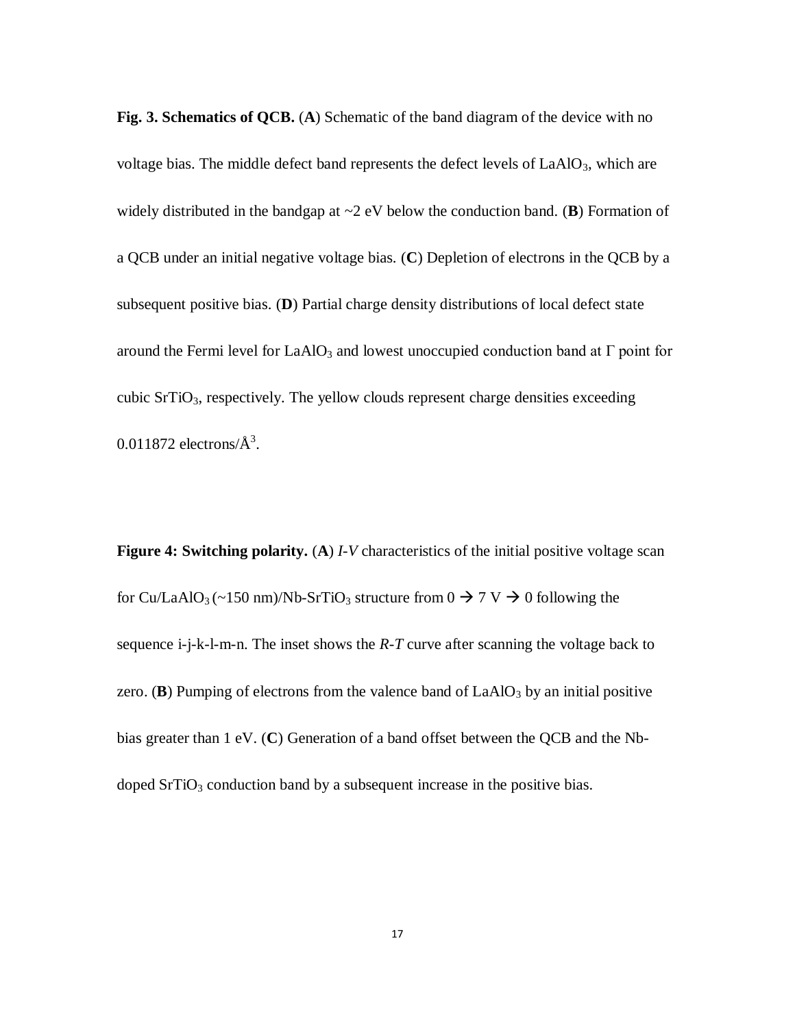**Fig. 3. Schematics of QCB.** (**A**) Schematic of the band diagram of the device with no voltage bias. The middle defect band represents the defect levels of $LaAlO_3$, which are widely distributed in the bandgap at ~2 eV below the conduction band. (**B**) Formation of a QCB under an initial negative voltage bias. (**C**) Depletion of electrons in the QCB by a subsequent positive bias. (**D**) Partial charge density distributions of local defect state around the Fermi level for $LaAlO_3$ and lowest unoccupied conduction band at Γ point for cubic $SrTiO_3$, respectively. The yellow clouds represent charge densities exceeding 0.011872 electrons/$Å^3$.

**Figure 4: Switching polarity.** (**A**) *I-V* characteristics of the initial positive voltage scan for Cu/$LaAlO_3$ (~150 nm)/Nb-$SrTiO_3$ structure from 0 → 7 V → 0 following the sequence i-j-k-l-m-n. The inset shows the *R-T* curve after scanning the voltage back to zero. (**B**) Pumping of electrons from the valence band of $LaAlO_3$ by an initial positive bias greater than 1 eV. (**C**) Generation of a band offset between the QCB and the Nb-doped $SrTiO_3$ conduction band by a subsequent increase in the positive bias.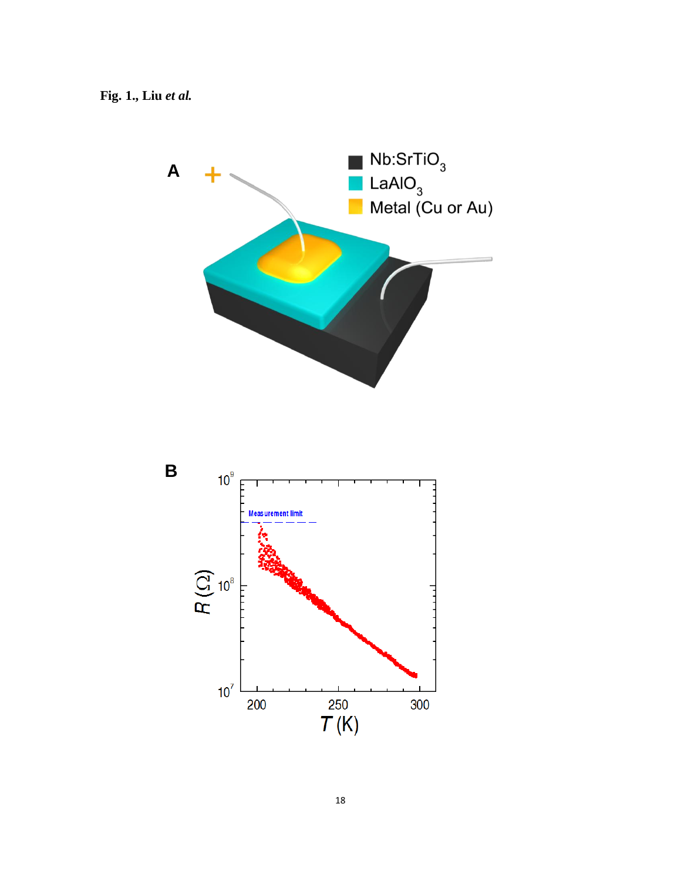**Fig. 1., Liu *et al.***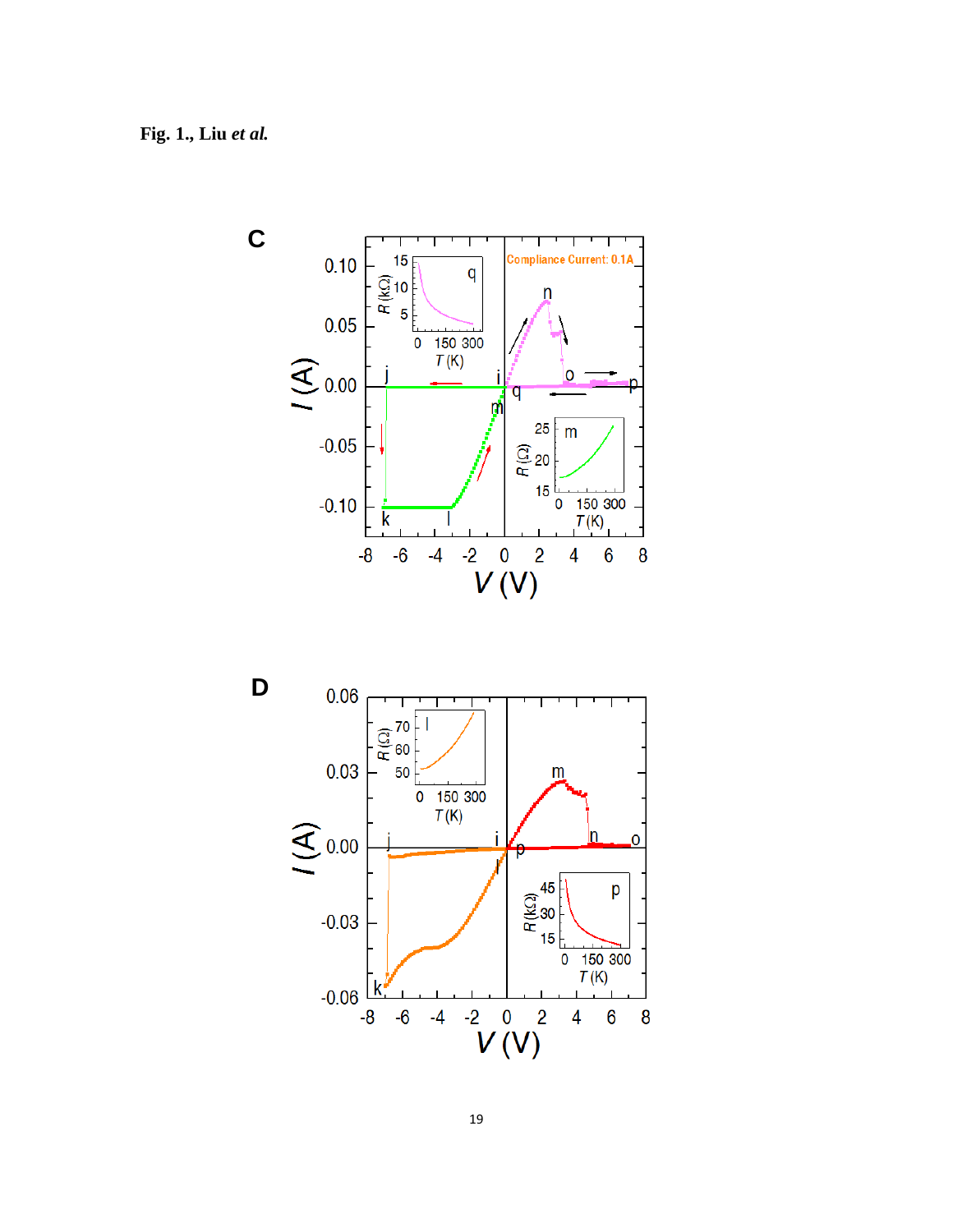**Fig. 1., Liu *et al.***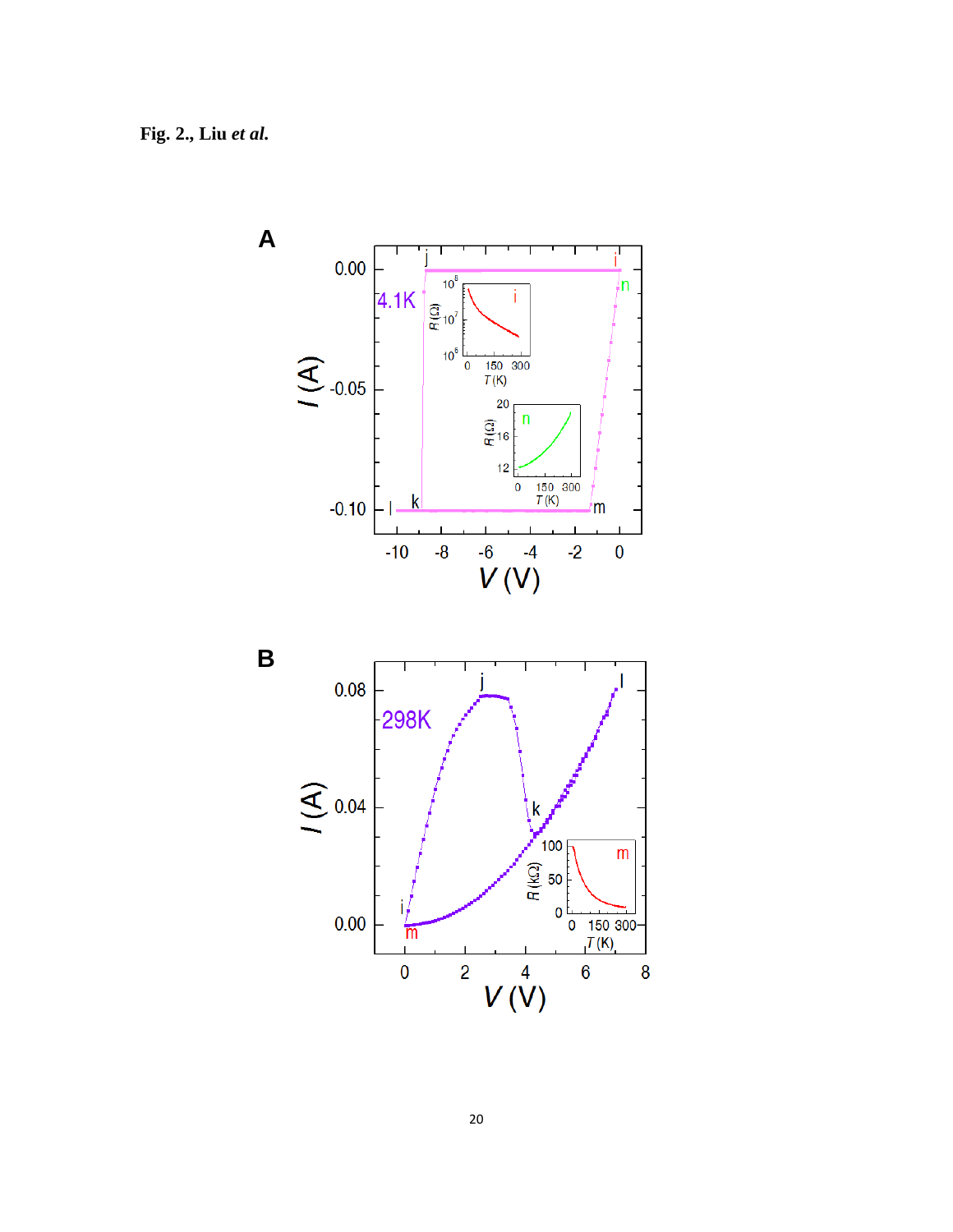**Fig. 2., Liu *et al.***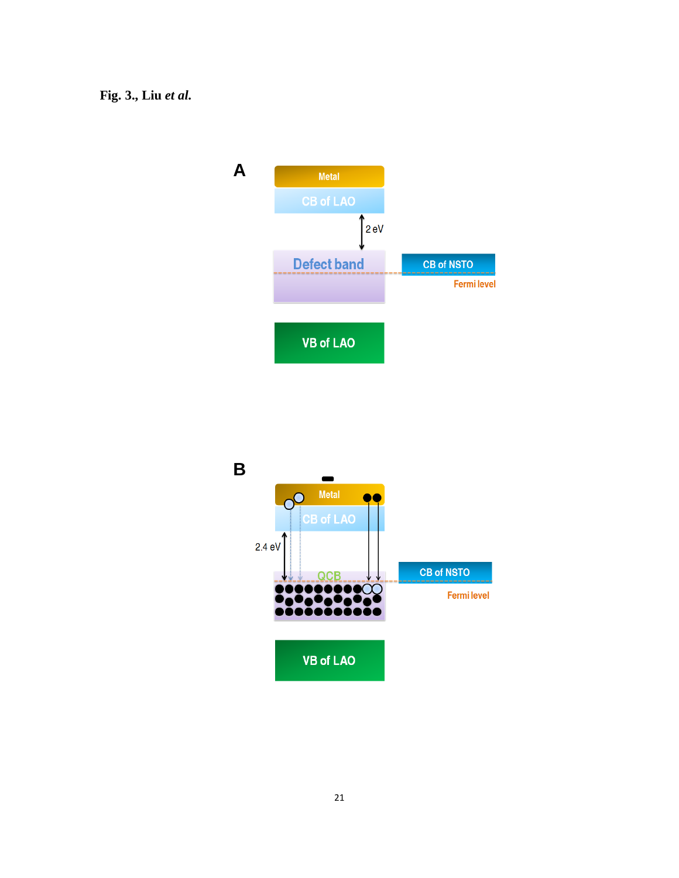**Fig. 3., Liu *et al.***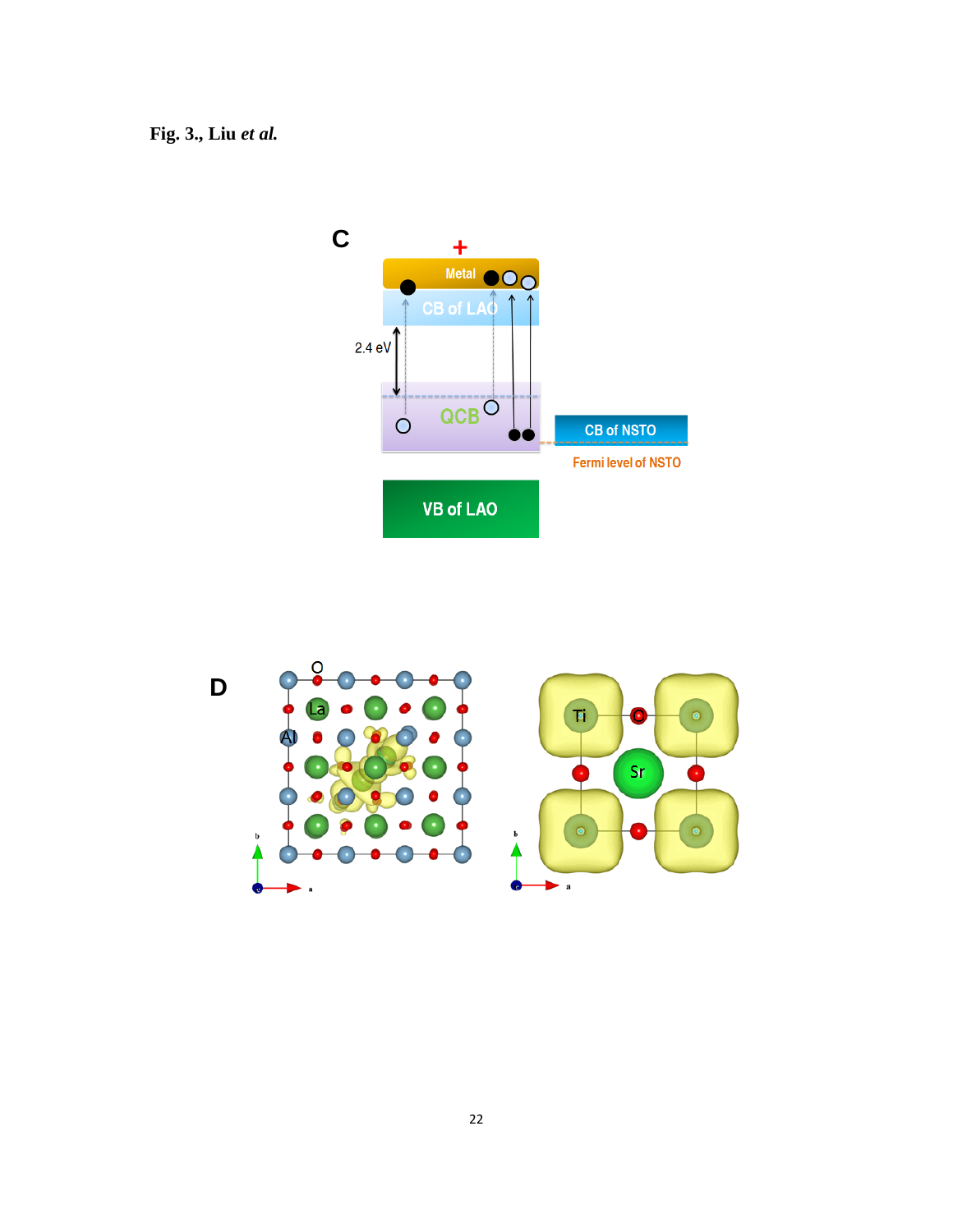**Fig. 3., Liu *et al.***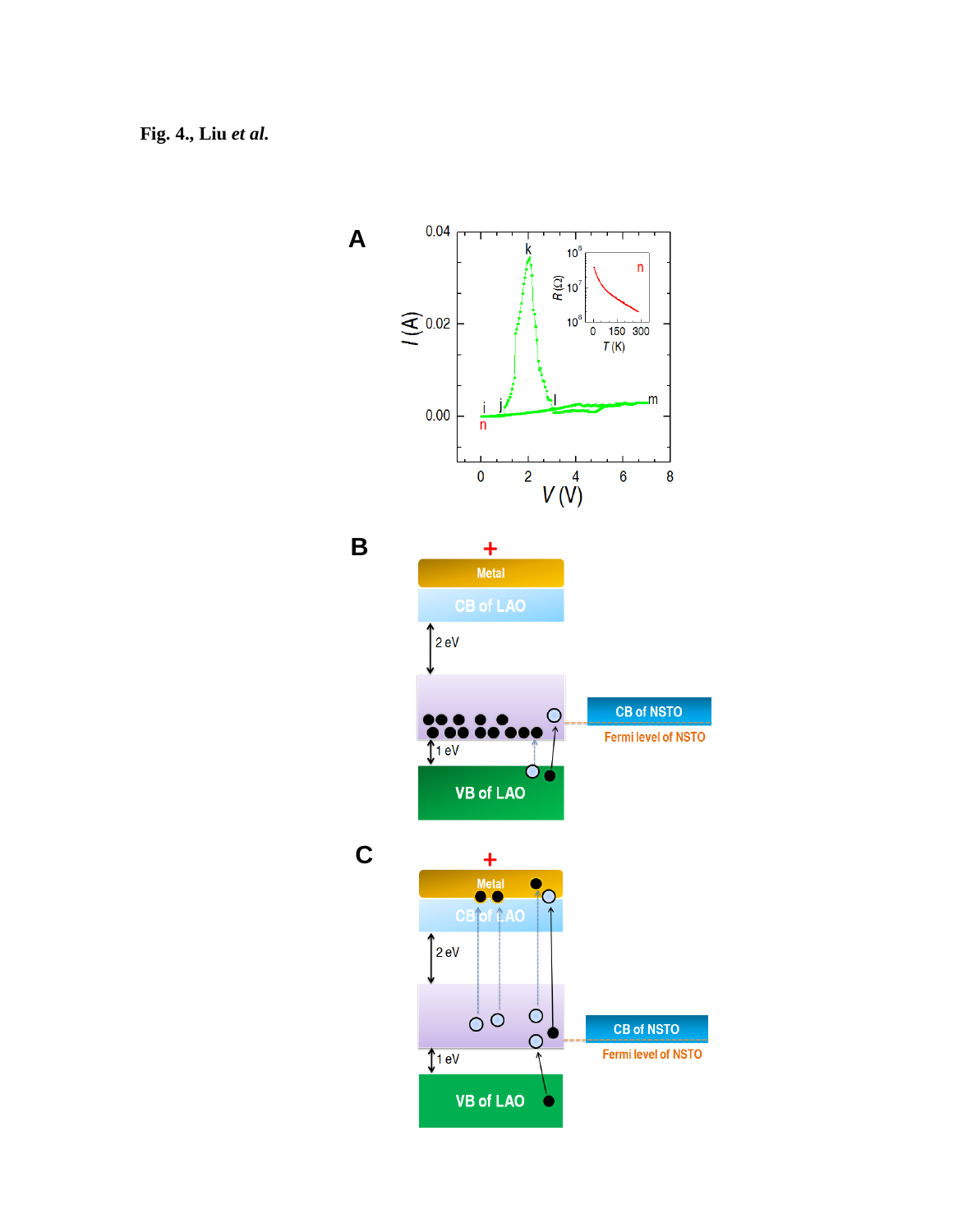**Fig. 4., Liu *et al.***

A

0.04
0.02
0.00
$I$ (A)
0
2
4
6
8
$V$ (V)
k
i
j
l
m
n

$10^8$
$10^7$
$10^6$
$R$ (Ω)
0
150
300
$T$ (K)
n

B

+
Metal
CB of LAO
2 eV
1 eV
VB of LAO
CB of NSTO
Fermi level of NSTO

C

+
Metal
CB of LAO
2 eV
1 eV
VB of LAO
CB of NSTO
Fermi level of NSTO